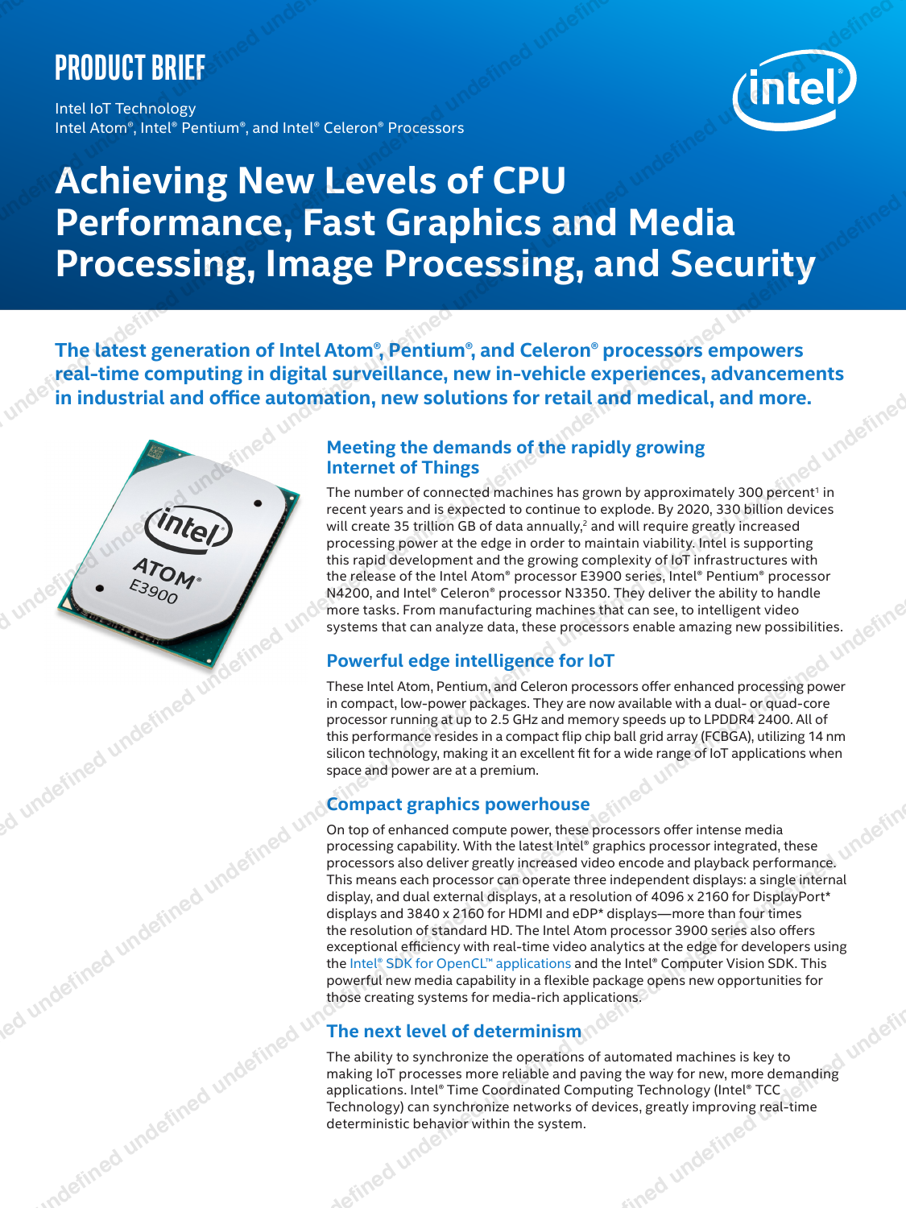# PRODUCT BRIEF

Intel IoT Technology
Intel Atom®, Intel® Pentium®, and Intel® Celeron® Processors

# Achieving New Levels of CPU Performance, Fast Graphics and Media Processing, Image Processing, and Security

**The latest generation of Intel Atom®, Pentium®, and Celeron® processors empowers real-time computing in digital surveillance, new in-vehicle experiences, advancements in industrial and office automation, new solutions for retail and medical, and more.**

## Meeting the demands of the rapidly growing Internet of Things

The number of connected machines has grown by approximately 300 percent[1] in recent years and is expected to continue to explode. By 2020, 330 billion devices will create 35 trillion GB of data annually,[2] and will require greatly increased processing power at the edge in order to maintain viability. Intel is supporting this rapid development and the growing complexity of IoT infrastructures with the release of the Intel Atom® processor E3900 series, Intel® Pentium® processor N4200, and Intel® Celeron® processor N3350. They deliver the ability to handle more tasks. From manufacturing machines that can see, to intelligent video systems that can analyze data, these processors enable amazing new possibilities.

## Powerful edge intelligence for IoT

These Intel Atom, Pentium, and Celeron processors offer enhanced processing power in compact, low-power packages. They are now available with a dual- or quad-core processor running at up to 2.5 GHz and memory speeds up to LPDDR4 2400. All of this performance resides in a compact flip chip ball grid array (FCBGA), utilizing 14 nm silicon technology, making it an excellent fit for a wide range of IoT applications when space and power are at a premium.

## Compact graphics powerhouse

On top of enhanced compute power, these processors offer intense media processing capability. With the latest Intel® graphics processor integrated, these processors also deliver greatly increased video encode and playback performance. This means each processor can operate three independent displays: a single internal display, and dual external displays, at a resolution of 4096 x 2160 for DisplayPort* displays and 3840 x 2160 for HDMI and eDP* displays—more than four times the resolution of standard HD. The Intel Atom processor 3900 series also offers exceptional efficiency with real-time video analytics at the edge for developers using the Intel® SDK for OpenCL™ applications and the Intel® Computer Vision SDK. This powerful new media capability in a flexible package opens new opportunities for those creating systems for media-rich applications.

## The next level of determinism

The ability to synchronize the operations of automated machines is key to making IoT processes more reliable and paving the way for new, more demanding applications. Intel® Time Coordinated Computing Technology (Intel® TCC Technology) can synchronize networks of devices, greatly improving real-time deterministic behavior within the system.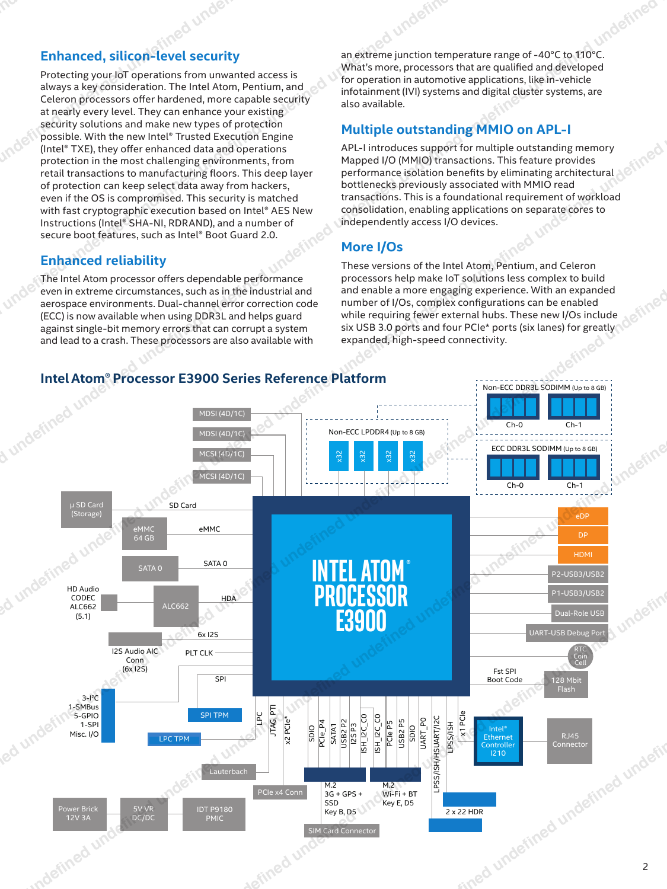## Enhanced, silicon-level security

Protecting your IoT operations from unwanted access is always a key consideration. The Intel Atom, Pentium, and Celeron processors offer hardened, more capable security at nearly every level. They can enhance your existing security solutions and make new types of protection possible. With the new Intel® Trusted Execution Engine (Intel® TXE), they offer enhanced data and operations protection in the most challenging environments, from retail transactions to manufacturing floors. This deep layer of protection can keep select data away from hackers, even if the OS is compromised. This security is matched with fast cryptographic execution based on Intel® AES New Instructions (Intel® SHA-NI, RDRAND), and a number of secure boot features, such as Intel® Boot Guard 2.0.

## Enhanced reliability

The Intel Atom processor offers dependable performance even in extreme circumstances, such as in the industrial and aerospace environments. Dual-channel error correction code (ECC) is now available when using DDR3L and helps guard against single-bit memory errors that can corrupt a system and lead to a crash. These processors are also available with an extreme junction temperature range of -40°C to 110°C. What's more, processors that are qualified and developed for operation in automotive applications, like in-vehicle infotainment (IVI) systems and digital cluster systems, are also available.

## Multiple outstanding MMIO on APL-I

APL-I introduces support for multiple outstanding memory Mapped I/O (MMIO) transactions. This feature provides performance isolation benefits by eliminating architectural bottlenecks previously associated with MMIO read transactions. This is a foundational requirement of workload consolidation, enabling applications on separate cores to independently access I/O devices.

## More I/Os

These versions of the Intel Atom, Pentium, and Celeron processors help make IoT solutions less complex to build and enable a more engaging experience. With an expanded number of I/Os, complex configurations can be enabled while requiring fewer external hubs. These new I/Os include six USB 3.0 ports and four PCIe* ports (six lanes) for greatly expanded, high-speed connectivity.

## Intel Atom® Processor E3900 Series Reference Platform

INTEL ATOM® PROCESSOR E3900

MDSI (4D/1C), MDSI (4D/1C), MCSI (4D/1C), MCSI (4D/1C)

Non-ECC LPDDR4 (Up to 8 GB): x32, x32, x32, x32

Non-ECC DDR3L SODIMM (Up to 8 GB): Ch-0, Ch-1

ECC DDR3L SODIMM (Up to 8 GB): Ch-0, Ch-1

µ SD Card (Storage) — SD Card

eMMC 64 GB — eMMC

SATA 0 — SATA 0

HD Audio CODEC ALC662 (5.1) — ALC662 — HDA

I2S Audio AIC Conn (6x I2S) — 6x I2S

PLT CLK

SPI — SPI TPM

3-I²C, 1-SMBus, 5-GPIO, 1-SPI, Misc. I/O

LPC — LPC TPM

JTAG, PTI — Lauterbach

x2 PCIe* — PCIe x4 Conn

SDIO, PCIe_P4, SATA1, USB2 P2, I2S P3, ISH_I2C_C0 — M.2 3G + GPS + SSD Key B, D5 — SIM Card Connector

ISH_I2C_C0, PCIe P5, USB2 P5, SDIO, UART_P0 — M.2 Wi-Fi + BT Key E, D5

LPSS/ISH/HSUART/I2C, LPSS/ISH — 2 x 22 HDR

x1 PCIe — Intel® Ethernet Controller I210 — RJ45 Connector

eDP, DP, HDMI, P2-USB3/USB2, P1-USB3/USB2, Dual-Role USB, UART-USB Debug Port, RTC Coin Cell

Fst SPI Boot Code — 128 Mbit Flash

Power Brick 12V 3A — 5V VR DC/DC — IDT P9180 PMIC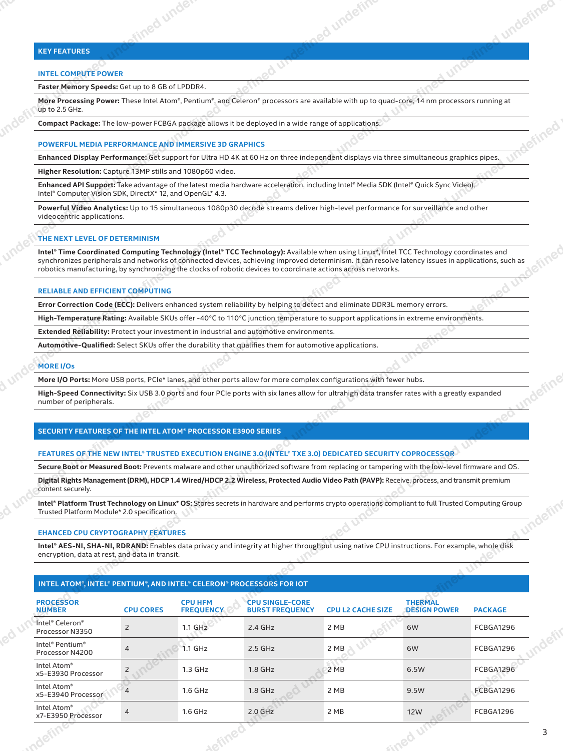## KEY FEATURES

### INTEL COMPUTE POWER

**Faster Memory Speeds:** Get up to 8 GB of LPDDR4.

**More Processing Power:** These Intel Atom®, Pentium®, and Celeron® processors are available with up to quad-core, 14 nm processors running at up to 2.5 GHz.

**Compact Package:** The low-power FCBGA package allows it be deployed in a wide range of applications.

### POWERFUL MEDIA PERFORMANCE AND IMMERSIVE 3D GRAPHICS

**Enhanced Display Performance:** Get support for Ultra HD 4K at 60 Hz on three independent displays via three simultaneous graphics pipes.

**Higher Resolution:** Capture 13MP stills and 1080p60 video.

**Enhanced API Support:** Take advantage of the latest media hardware acceleration, including Intel® Media SDK (Intel® Quick Sync Video), Intel® Computer Vision SDK, DirectX* 12, and OpenGL* 4.3.

**Powerful Video Analytics:** Up to 15 simultaneous 1080p30 decode streams deliver high-level performance for surveillance and other videocentric applications.

### THE NEXT LEVEL OF DETERMINISM

**Intel® Time Coordinated Computing Technology (Intel® TCC Technology):** Available when using Linux*, Intel TCC Technology coordinates and synchronizes peripherals and networks of connected devices, achieving improved determinism. It can resolve latency issues in applications, such as robotics manufacturing, by synchronizing the clocks of robotic devices to coordinate actions across networks.

### RELIABLE AND EFFICIENT COMPUTING

**Error Correction Code (ECC):** Delivers enhanced system reliability by helping to detect and eliminate DDR3L memory errors.

**High-Temperature Rating:** Available SKUs offer -40°C to 110°C junction temperature to support applications in extreme environments.

**Extended Reliability:** Protect your investment in industrial and automotive environments.

**Automotive-Qualified:** Select SKUs offer the durability that qualifies them for automotive applications.

### MORE I/Os

**More I/O Ports:** More USB ports, PCIe* lanes, and other ports allow for more complex configurations with fewer hubs.

**High-Speed Connectivity:** Six USB 3.0 ports and four PCIe ports with six lanes allow for ultrahigh data transfer rates with a greatly expanded number of peripherals.

## SECURITY FEATURES OF THE INTEL ATOM® PROCESSOR E3900 SERIES

### FEATURES OF THE NEW INTEL® TRUSTED EXECUTION ENGINE 3.0 (INTEL® TXE 3.0) DEDICATED SECURITY COPROCESSOR

**Secure Boot or Measured Boot:** Prevents malware and other unauthorized software from replacing or tampering with the low-level firmware and OS.

**Digital Rights Management (DRM), HDCP 1.4 Wired/HDCP 2.2 Wireless, Protected Audio Video Path (PAVP):** Receive, process, and transmit premium content securely.

**Intel® Platform Trust Technology on Linux* OS:** Stores secrets in hardware and performs crypto operations compliant to full Trusted Computing Group Trusted Platform Module* 2.0 specification.

### EHANCED CPU CRYPTOGRAPHY FEATURES

**Intel® AES-NI, SHA-NI, RDRAND:** Enables data privacy and integrity at higher throughput using native CPU instructions. For example, whole disk encryption, data at rest, and data in transit.

## INTEL ATOM®, INTEL® PENTIUM®, AND INTEL® CELERON® PROCESSORS FOR IOT

| PROCESSOR NUMBER | CPU CORES | CPU HFM FREQUENCY | CPU SINGLE-CORE BURST FREQUENCY | CPU L2 CACHE SIZE | THERMAL DESIGN POWER | PACKAGE |
|---|---|---|---|---|---|---|
| Intel® Celeron® Processor N3350 | 2 | 1.1 GHz | 2.4 GHz | 2 MB | 6W | FCBGA1296 |
| Intel® Pentium® Processor N4200 | 4 | 1.1 GHz | 2.5 GHz | 2 MB | 6W | FCBGA1296 |
| Intel Atom® x5-E3930 Processor | 2 | 1.3 GHz | 1.8 GHz | 2 MB | 6.5W | FCBGA1296 |
| Intel Atom® x5-E3940 Processor | 4 | 1.6 GHz | 1.8 GHz | 2 MB | 9.5W | FCBGA1296 |
| Intel Atom® x7-E3950 Processor | 4 | 1.6 GHz | 2.0 GHz | 2 MB | 12W | FCBGA1296 |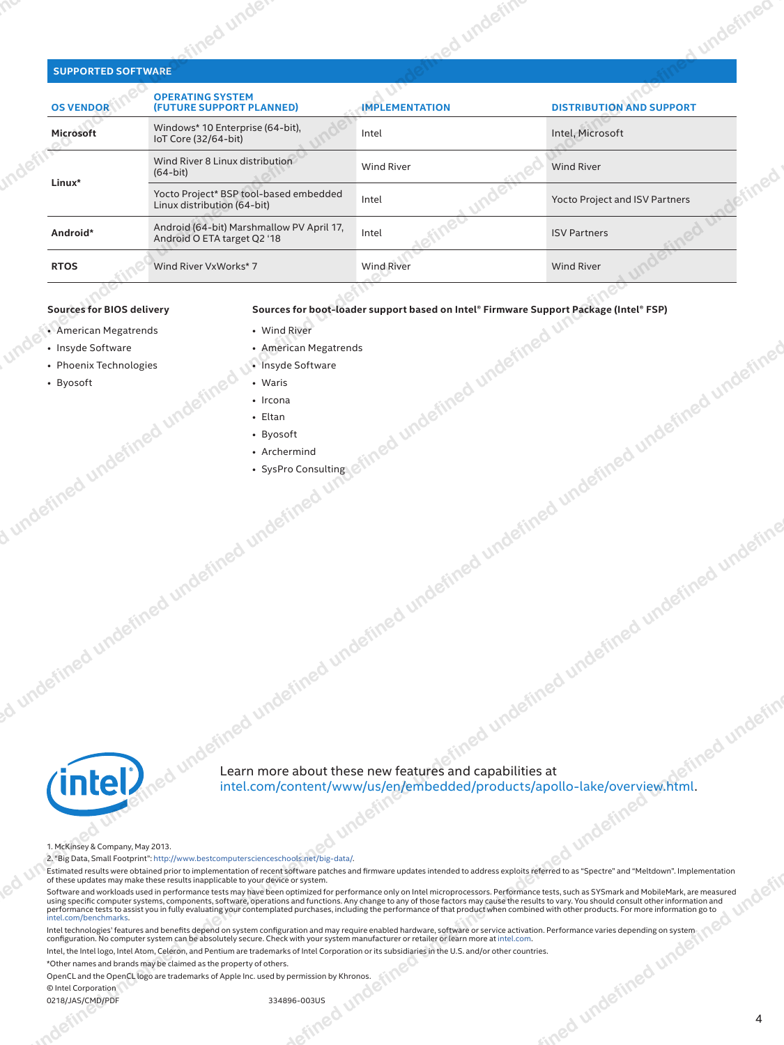## SUPPORTED SOFTWARE

| OS VENDOR | OPERATING SYSTEM (FUTURE SUPPORT PLANNED) | IMPLEMENTATION | DISTRIBUTION AND SUPPORT |
| --- | --- | --- | --- |
| Microsoft | Windows* 10 Enterprise (64-bit), IoT Core (32/64-bit) | Intel | Intel, Microsoft |
| Linux* | Wind River 8 Linux distribution (64-bit) | Wind River | Wind River |
| | Yocto Project* BSP tool-based embedded Linux distribution (64-bit) | Intel | Yocto Project and ISV Partners |
| Android* | Android (64-bit) Marshmallow PV April 17, Android O ETA target Q2 '18 | Intel | ISV Partners |
| RTOS | Wind River VxWorks* 7 | Wind River | Wind River |

**Sources for BIOS delivery**

- American Megatrends
- Insyde Software
- Phoenix Technologies
- Byosoft

**Sources for boot-loader support based on Intel® Firmware Support Package (Intel® FSP)**

- Wind River
- American Megatrends
- Insyde Software
- Waris
- Ircona
- Eltan
- Byosoft
- Archermind
- SysPro Consulting

Learn more about these new features and capabilities at intel.com/content/www/us/en/embedded/products/apollo-lake/overview.html.

1. McKinsey & Company, May 2013.
2. "Big Data, Small Footprint": http://www.bestcomputerscienceschools.net/big-data/.

Estimated results were obtained prior to implementation of recent software patches and firmware updates intended to address exploits referred to as "Spectre" and "Meltdown". Implementation of these updates may make these results inapplicable to your device or system.

Software and workloads used in performance tests may have been optimized for performance only on Intel microprocessors. Performance tests, such as SYSmark and MobileMark, are measured using specific computer systems, components, software, operations and functions. Any change to any of those factors may cause the results to vary. You should consult other information and performance tests to assist you in fully evaluating your contemplated purchases, including the performance of that product when combined with other products. For more information go to intel.com/benchmarks.

Intel technologies' features and benefits depend on system configuration and may require enabled hardware, software or service activation. Performance varies depending on system configuration. No computer system can be absolutely secure. Check with your system manufacturer or retailer or learn more at intel.com.

Intel, the Intel logo, Intel Atom, Celeron, and Pentium are trademarks of Intel Corporation or its subsidiaries in the U.S. and/or other countries.

*Other names and brands may be claimed as the property of others.

OpenCL and the OpenCL logo are trademarks of Apple Inc. used by permission by Khronos.

© Intel Corporation

0218/JAS/CMD/PDF 334896-003US